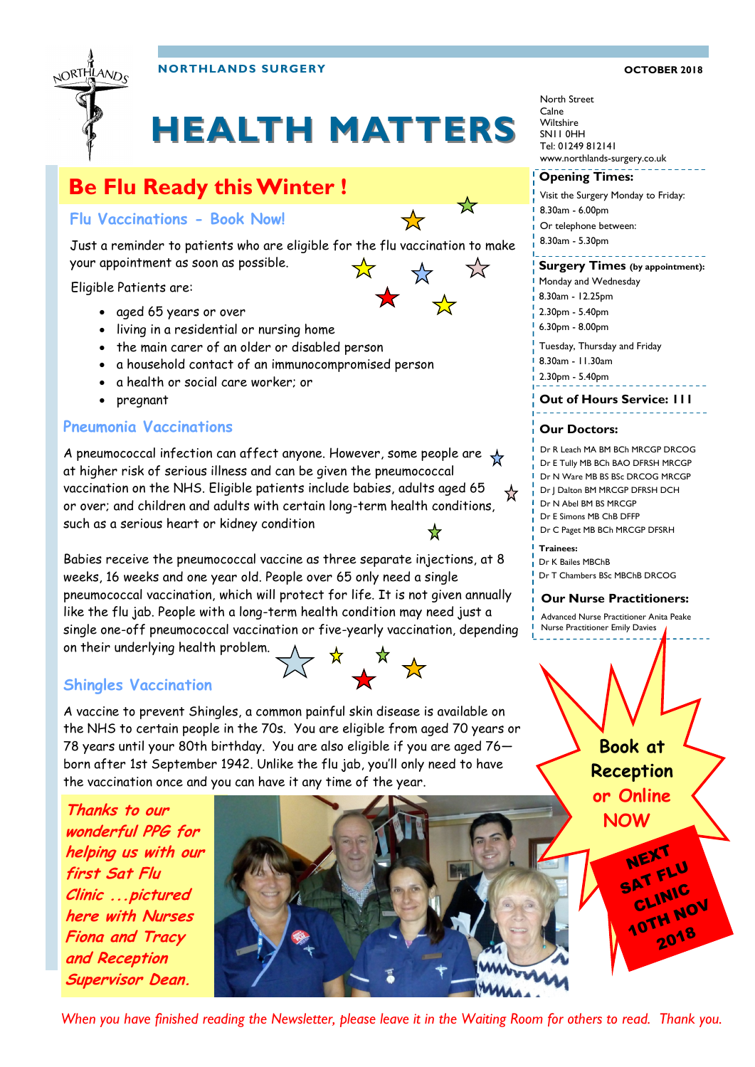NORTHLANDS SURGERY

OCTOBER 2018

# HEALTH MATTERS

North Street
Calne
Wiltshire
SN11 0HH
Tel: 01249 812141
www.northlands-surgery.co.uk

## Be Flu Ready this Winter !

### Flu Vaccinations - Book Now!

Just a reminder to patients who are eligible for the flu vaccination to make your appointment as soon as possible.

Eligible Patients are:

- aged 65 years or over
- living in a residential or nursing home
- the main carer of an older or disabled person
- a household contact of an immunocompromised person
- a health or social care worker; or
- pregnant

### Pneumonia Vaccinations

A pneumococcal infection can affect anyone. However, some people are at higher risk of serious illness and can be given the pneumococcal vaccination on the NHS. Eligible patients include babies, adults aged 65 or over; and children and adults with certain long-term health conditions, such as a serious heart or kidney condition

Babies receive the pneumococcal vaccine as three separate injections, at 8 weeks, 16 weeks and one year old. People over 65 only need a single pneumococcal vaccination, which will protect for life. It is not given annually like the flu jab. People with a long-term health condition may need just a single one-off pneumococcal vaccination or five-yearly vaccination, depending on their underlying health problem.

### Shingles Vaccination

A vaccine to prevent Shingles, a common painful skin disease is available on the NHS to certain people in the 70s. You are eligible from aged 70 years or 78 years until your 80th birthday. You are also eligible if you are aged 76—born after 1st September 1942. Unlike the flu jab, you'll only need to have the vaccination once and you can have it any time of the year.

***Thanks to our wonderful PPG for helping us with our first Sat Flu Clinic ...pictured here with Nurses Fiona and Tracy and Reception Supervisor Dean.***

**Opening Times:**

Visit the Surgery Monday to Friday:
8.30am - 6.00pm
Or telephone between:
8.30am - 5.30pm

**Surgery Times (by appointment):**

Monday and Wednesday
8.30am - 12.25pm
2.30pm - 5.40pm
6.30pm - 8.00pm

Tuesday, Thursday and Friday
8.30am - 11.30am
2.30pm - 5.40pm

**Out of Hours Service: 111**

**Our Doctors:**

Dr R Leach MA BM BCh MRCGP DRCOG
Dr E Tully MB BCh BAO DFRSH MRCGP
Dr N Ware MB BS BSc DRCOG MRCGP
Dr J Dalton BM MRCGP DFRSH DCH
Dr N Abel BM BS MRCGP
Dr E Simons MB ChB DFFP
Dr C Paget MB BCh MRCGP DFSRH

**Trainees:**
Dr K Bailes MBChB
Dr T Chambers BSc MBChB DRCOG

**Our Nurse Practitioners:**

Advanced Nurse Practitioner Anita Peake
Nurse Practitioner Emily Davies

**Book at Reception or Online NOW**

**NEXT SAT FLU CLINIC 10TH NOV 2018**

*When you have finished reading the Newsletter, please leave it in the Waiting Room for others to read. Thank you.*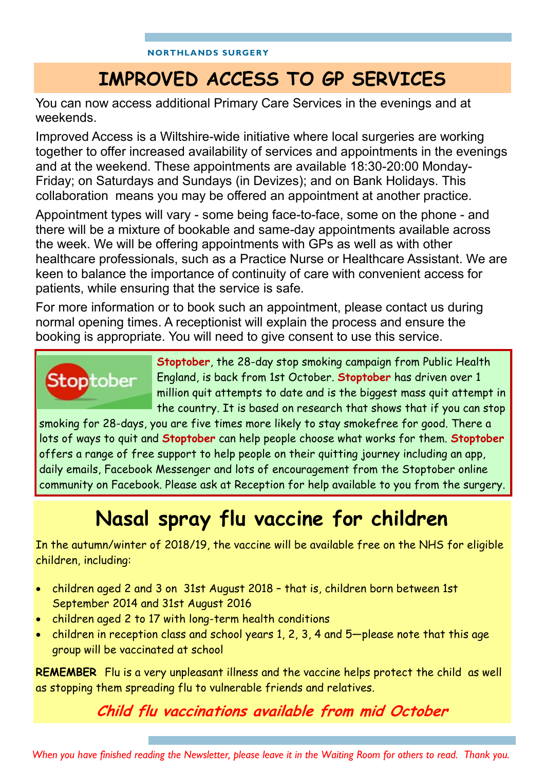# IMPROVED ACCESS TO GP SERVICES

You can now access additional Primary Care Services in the evenings and at weekends.

Improved Access is a Wiltshire-wide initiative where local surgeries are working together to offer increased availability of services and appointments in the evenings and at the weekend. These appointments are available 18:30-20:00 Monday-Friday; on Saturdays and Sundays (in Devizes); and on Bank Holidays. This collaboration means you may be offered an appointment at another practice.

Appointment types will vary - some being face-to-face, some on the phone - and there will be a mixture of bookable and same-day appointments available across the week. We will be offering appointments with GPs as well as with other healthcare professionals, such as a Practice Nurse or Healthcare Assistant. We are keen to balance the importance of continuity of care with convenient access for patients, while ensuring that the service is safe.

For more information or to book such an appointment, please contact us during normal opening times. A receptionist will explain the process and ensure the booking is appropriate. You will need to give consent to use this service.

**Stoptober**, the 28-day stop smoking campaign from Public Health England, is back from 1st October. **Stoptober** has driven over 1 million quit attempts to date and is the biggest mass quit attempt in the country. It is based on research that shows that if you can stop smoking for 28-days, you are five times more likely to stay smokefree for good. There a lots of ways to quit and **Stoptober** can help people choose what works for them. **Stoptober** offers a range of free support to help people on their quitting journey including an app, daily emails, Facebook Messenger and lots of encouragement from the Stoptober online community on Facebook. Please ask at Reception for help available to you from the surgery.

# Nasal spray flu vaccine for children

In the autumn/winter of 2018/19, the vaccine will be available free on the NHS for eligible children, including:

- children aged 2 and 3 on 31st August 2018 – that is, children born between 1st September 2014 and 31st August 2016
- children aged 2 to 17 with long-term health conditions
- children in reception class and school years 1, 2, 3, 4 and 5—please note that this age group will be vaccinated at school

**REMEMBER** Flu is a very unpleasant illness and the vaccine helps protect the child as well as stopping them spreading flu to vulnerable friends and relatives.

***Child flu vaccinations available from mid October***

*When you have finished reading the Newsletter, please leave it in the Waiting Room for others to read. Thank you.*